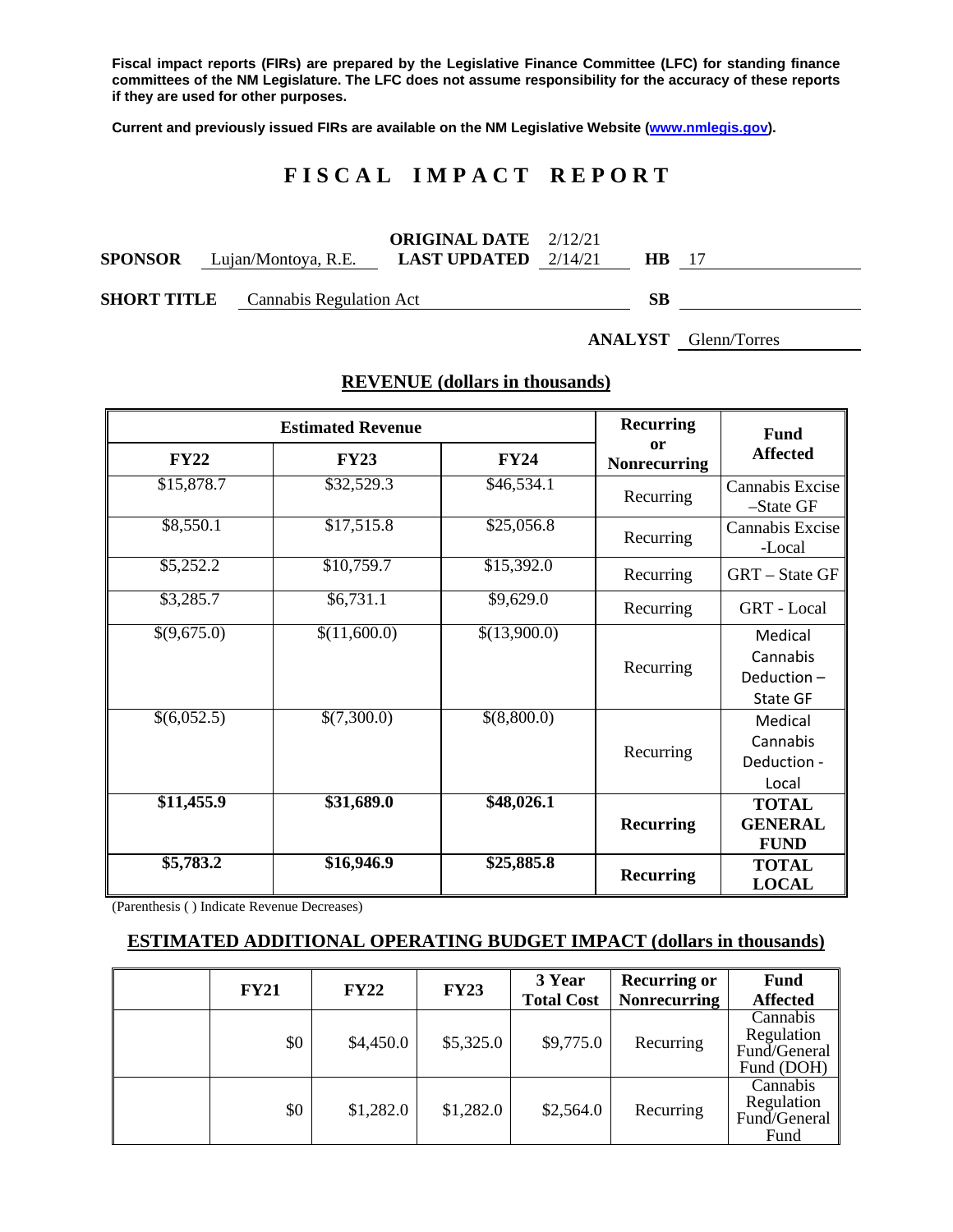**Fiscal impact reports (FIRs) are prepared by the Legislative Finance Committee (LFC) for standing finance committees of the NM Legislature. The LFC does not assume responsibility for the accuracy of these reports if they are used for other purposes.**

**Current and previously issued FIRs are available on the NM Legislative Website (www.nmlegis.gov).**

# FISCAL IMPACT REPORT

**SPONSOR** Lujan/Montoya, R.E. **ORIGINAL DATE** 2/12/21 **LAST UPDATED** 2/14/21 **HB** 17

**SHORT TITLE** Cannabis Regulation Act **SB**

**ANALYST** Glenn/Torres

## REVENUE (dollars in thousands)

| Estimated Revenue | | | Recurring or Nonrecurring | Fund Affected |
|---|---|---|---|---|
| **FY22** | **FY23** | **FY24** | | |
| $15,878.7 | $32,529.3 | $46,534.1 | Recurring | Cannabis Excise –State GF |
| $8,550.1 | $17,515.8 | $25,056.8 | Recurring | Cannabis Excise -Local |
| $5,252.2 | $10,759.7 | $15,392.0 | Recurring | GRT – State GF |
| $3,285.7 | $6,731.1 | $9,629.0 | Recurring | GRT - Local |
| $(9,675.0) | $(11,600.0) | $(13,900.0) | Recurring | Medical Cannabis Deduction – State GF |
| $(6,052.5) | $(7,300.0) | $(8,800.0) | Recurring | Medical Cannabis Deduction - Local |
| **$11,455.9** | **$31,689.0** | **$48,026.1** | **Recurring** | **TOTAL GENERAL FUND** |
| **$5,783.2** | **$16,946.9** | **$25,885.8** | **Recurring** | **TOTAL LOCAL** |

(Parenthesis ( ) Indicate Revenue Decreases)

## ESTIMATED ADDITIONAL OPERATING BUDGET IMPACT (dollars in thousands)

| | FY21 | FY22 | FY23 | 3 Year Total Cost | Recurring or Nonrecurring | Fund Affected |
|---|---|---|---|---|---|---|
| | $0 | $4,450.0 | $5,325.0 | $9,775.0 | Recurring | Cannabis Regulation Fund/General Fund (DOH) |
| | $0 | $1,282.0 | $1,282.0 | $2,564.0 | Recurring | Cannabis Regulation Fund/General Fund |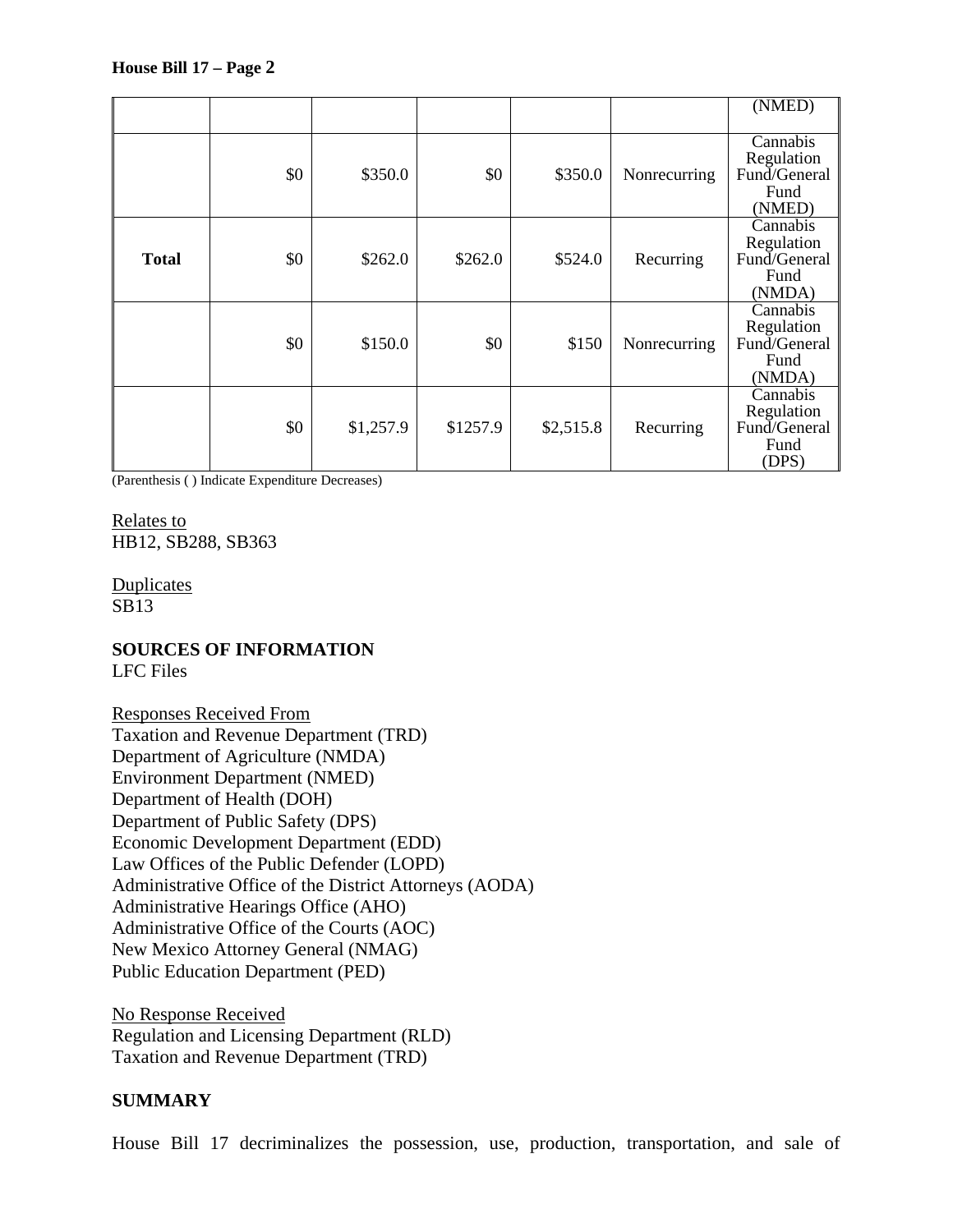| | | | | | | |
|---|---|---|---|---|---|---|
| | | | | | | (NMED) |
| | $0 | $350.0 | $0 | $350.0 | Nonrecurring | Cannabis Regulation Fund/General Fund (NMED) |
| **Total** | $0 | $262.0 | $262.0 | $524.0 | Recurring | Cannabis Regulation Fund/General Fund (NMDA) |
| | $0 | $150.0 | $0 | $150 | Nonrecurring | Cannabis Regulation Fund/General Fund (NMDA) |
| | $0 | $1,257.9 | $1257.9 | $2,515.8 | Recurring | Cannabis Regulation Fund/General Fund (DPS) |

(Parenthesis ( ) Indicate Expenditure Decreases)

Relates to
HB12, SB288, SB363

Duplicates
SB13

**SOURCES OF INFORMATION**
LFC Files

Responses Received From
Taxation and Revenue Department (TRD)
Department of Agriculture (NMDA)
Environment Department (NMED)
Department of Health (DOH)
Department of Public Safety (DPS)
Economic Development Department (EDD)
Law Offices of the Public Defender (LOPD)
Administrative Office of the District Attorneys (AODA)
Administrative Hearings Office (AHO)
Administrative Office of the Courts (AOC)
New Mexico Attorney General (NMAG)
Public Education Department (PED)

No Response Received
Regulation and Licensing Department (RLD)
Taxation and Revenue Department (TRD)

**SUMMARY**

House Bill 17 decriminalizes the possession, use, production, transportation, and sale of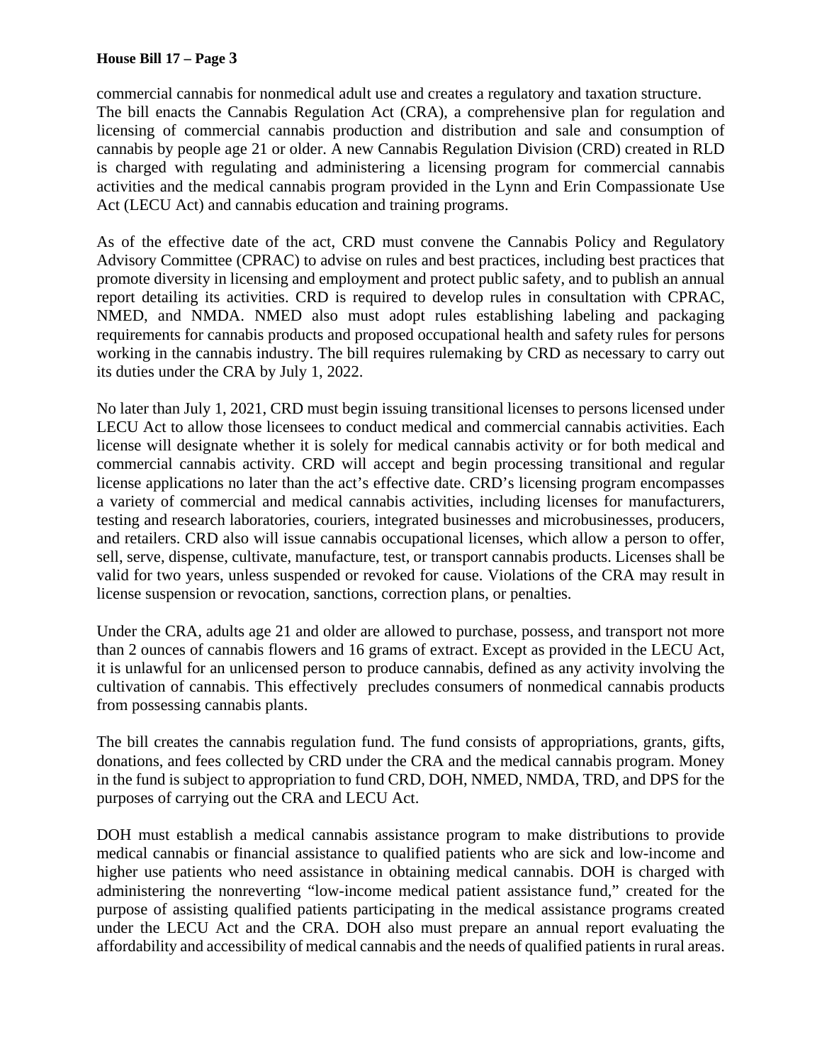commercial cannabis for nonmedical adult use and creates a regulatory and taxation structure. The bill enacts the Cannabis Regulation Act (CRA), a comprehensive plan for regulation and licensing of commercial cannabis production and distribution and sale and consumption of cannabis by people age 21 or older. A new Cannabis Regulation Division (CRD) created in RLD is charged with regulating and administering a licensing program for commercial cannabis activities and the medical cannabis program provided in the Lynn and Erin Compassionate Use Act (LECU Act) and cannabis education and training programs.

As of the effective date of the act, CRD must convene the Cannabis Policy and Regulatory Advisory Committee (CPRAC) to advise on rules and best practices, including best practices that promote diversity in licensing and employment and protect public safety, and to publish an annual report detailing its activities. CRD is required to develop rules in consultation with CPRAC, NMED, and NMDA. NMED also must adopt rules establishing labeling and packaging requirements for cannabis products and proposed occupational health and safety rules for persons working in the cannabis industry. The bill requires rulemaking by CRD as necessary to carry out its duties under the CRA by July 1, 2022.

No later than July 1, 2021, CRD must begin issuing transitional licenses to persons licensed under LECU Act to allow those licensees to conduct medical and commercial cannabis activities. Each license will designate whether it is solely for medical cannabis activity or for both medical and commercial cannabis activity. CRD will accept and begin processing transitional and regular license applications no later than the act's effective date. CRD's licensing program encompasses a variety of commercial and medical cannabis activities, including licenses for manufacturers, testing and research laboratories, couriers, integrated businesses and microbusinesses, producers, and retailers. CRD also will issue cannabis occupational licenses, which allow a person to offer, sell, serve, dispense, cultivate, manufacture, test, or transport cannabis products. Licenses shall be valid for two years, unless suspended or revoked for cause. Violations of the CRA may result in license suspension or revocation, sanctions, correction plans, or penalties.

Under the CRA, adults age 21 and older are allowed to purchase, possess, and transport not more than 2 ounces of cannabis flowers and 16 grams of extract. Except as provided in the LECU Act, it is unlawful for an unlicensed person to produce cannabis, defined as any activity involving the cultivation of cannabis. This effectively precludes consumers of nonmedical cannabis products from possessing cannabis plants.

The bill creates the cannabis regulation fund. The fund consists of appropriations, grants, gifts, donations, and fees collected by CRD under the CRA and the medical cannabis program. Money in the fund is subject to appropriation to fund CRD, DOH, NMED, NMDA, TRD, and DPS for the purposes of carrying out the CRA and LECU Act.

DOH must establish a medical cannabis assistance program to make distributions to provide medical cannabis or financial assistance to qualified patients who are sick and low-income and higher use patients who need assistance in obtaining medical cannabis. DOH is charged with administering the nonreverting "low-income medical patient assistance fund," created for the purpose of assisting qualified patients participating in the medical assistance programs created under the LECU Act and the CRA. DOH also must prepare an annual report evaluating the affordability and accessibility of medical cannabis and the needs of qualified patients in rural areas.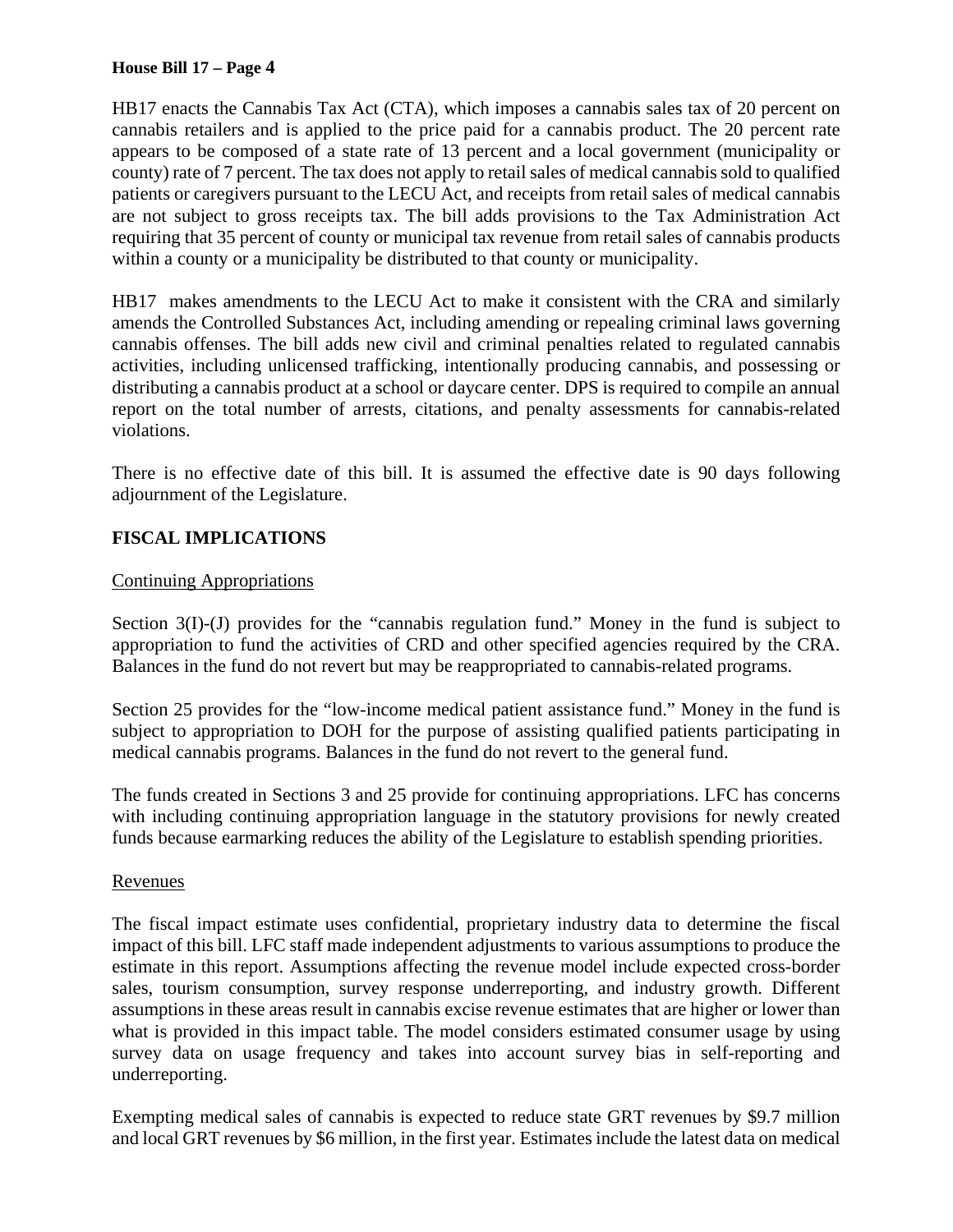HB17 enacts the Cannabis Tax Act (CTA), which imposes a cannabis sales tax of 20 percent on cannabis retailers and is applied to the price paid for a cannabis product. The 20 percent rate appears to be composed of a state rate of 13 percent and a local government (municipality or county) rate of 7 percent. The tax does not apply to retail sales of medical cannabis sold to qualified patients or caregivers pursuant to the LECU Act, and receipts from retail sales of medical cannabis are not subject to gross receipts tax. The bill adds provisions to the Tax Administration Act requiring that 35 percent of county or municipal tax revenue from retail sales of cannabis products within a county or a municipality be distributed to that county or municipality.

HB17 makes amendments to the LECU Act to make it consistent with the CRA and similarly amends the Controlled Substances Act, including amending or repealing criminal laws governing cannabis offenses. The bill adds new civil and criminal penalties related to regulated cannabis activities, including unlicensed trafficking, intentionally producing cannabis, and possessing or distributing a cannabis product at a school or daycare center. DPS is required to compile an annual report on the total number of arrests, citations, and penalty assessments for cannabis-related violations.

There is no effective date of this bill. It is assumed the effective date is 90 days following adjournment of the Legislature.

## FISCAL IMPLICATIONS

### Continuing Appropriations

Section 3(I)-(J) provides for the "cannabis regulation fund." Money in the fund is subject to appropriation to fund the activities of CRD and other specified agencies required by the CRA. Balances in the fund do not revert but may be reappropriated to cannabis-related programs.

Section 25 provides for the "low-income medical patient assistance fund." Money in the fund is subject to appropriation to DOH for the purpose of assisting qualified patients participating in medical cannabis programs. Balances in the fund do not revert to the general fund.

The funds created in Sections 3 and 25 provide for continuing appropriations. LFC has concerns with including continuing appropriation language in the statutory provisions for newly created funds because earmarking reduces the ability of the Legislature to establish spending priorities.

### Revenues

The fiscal impact estimate uses confidential, proprietary industry data to determine the fiscal impact of this bill. LFC staff made independent adjustments to various assumptions to produce the estimate in this report. Assumptions affecting the revenue model include expected cross-border sales, tourism consumption, survey response underreporting, and industry growth. Different assumptions in these areas result in cannabis excise revenue estimates that are higher or lower than what is provided in this impact table. The model considers estimated consumer usage by using survey data on usage frequency and takes into account survey bias in self-reporting and underreporting.

Exempting medical sales of cannabis is expected to reduce state GRT revenues by $9.7 million and local GRT revenues by $6 million, in the first year. Estimates include the latest data on medical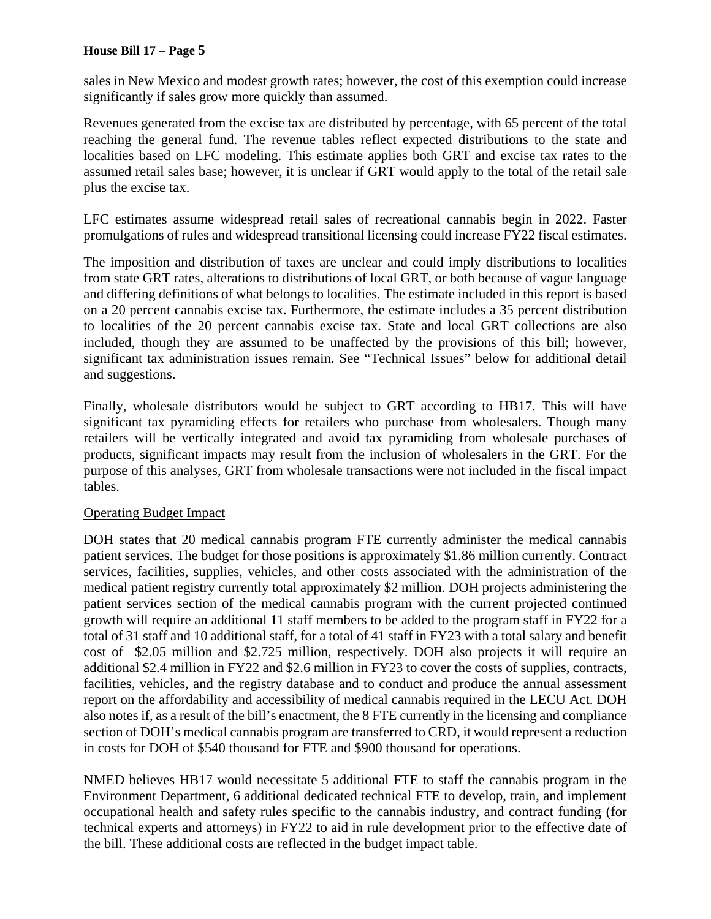sales in New Mexico and modest growth rates; however, the cost of this exemption could increase significantly if sales grow more quickly than assumed.

Revenues generated from the excise tax are distributed by percentage, with 65 percent of the total reaching the general fund. The revenue tables reflect expected distributions to the state and localities based on LFC modeling. This estimate applies both GRT and excise tax rates to the assumed retail sales base; however, it is unclear if GRT would apply to the total of the retail sale plus the excise tax.

LFC estimates assume widespread retail sales of recreational cannabis begin in 2022. Faster promulgations of rules and widespread transitional licensing could increase FY22 fiscal estimates.

The imposition and distribution of taxes are unclear and could imply distributions to localities from state GRT rates, alterations to distributions of local GRT, or both because of vague language and differing definitions of what belongs to localities. The estimate included in this report is based on a 20 percent cannabis excise tax. Furthermore, the estimate includes a 35 percent distribution to localities of the 20 percent cannabis excise tax. State and local GRT collections are also included, though they are assumed to be unaffected by the provisions of this bill; however, significant tax administration issues remain. See "Technical Issues" below for additional detail and suggestions.

Finally, wholesale distributors would be subject to GRT according to HB17. This will have significant tax pyramiding effects for retailers who purchase from wholesalers. Though many retailers will be vertically integrated and avoid tax pyramiding from wholesale purchases of products, significant impacts may result from the inclusion of wholesalers in the GRT. For the purpose of this analyses, GRT from wholesale transactions were not included in the fiscal impact tables.

Operating Budget Impact

DOH states that 20 medical cannabis program FTE currently administer the medical cannabis patient services. The budget for those positions is approximately $1.86 million currently. Contract services, facilities, supplies, vehicles, and other costs associated with the administration of the medical patient registry currently total approximately $2 million. DOH projects administering the patient services section of the medical cannabis program with the current projected continued growth will require an additional 11 staff members to be added to the program staff in FY22 for a total of 31 staff and 10 additional staff, for a total of 41 staff in FY23 with a total salary and benefit cost of $2.05 million and $2.725 million, respectively. DOH also projects it will require an additional $2.4 million in FY22 and $2.6 million in FY23 to cover the costs of supplies, contracts, facilities, vehicles, and the registry database and to conduct and produce the annual assessment report on the affordability and accessibility of medical cannabis required in the LECU Act. DOH also notes if, as a result of the bill's enactment, the 8 FTE currently in the licensing and compliance section of DOH's medical cannabis program are transferred to CRD, it would represent a reduction in costs for DOH of $540 thousand for FTE and $900 thousand for operations.

NMED believes HB17 would necessitate 5 additional FTE to staff the cannabis program in the Environment Department, 6 additional dedicated technical FTE to develop, train, and implement occupational health and safety rules specific to the cannabis industry, and contract funding (for technical experts and attorneys) in FY22 to aid in rule development prior to the effective date of the bill. These additional costs are reflected in the budget impact table.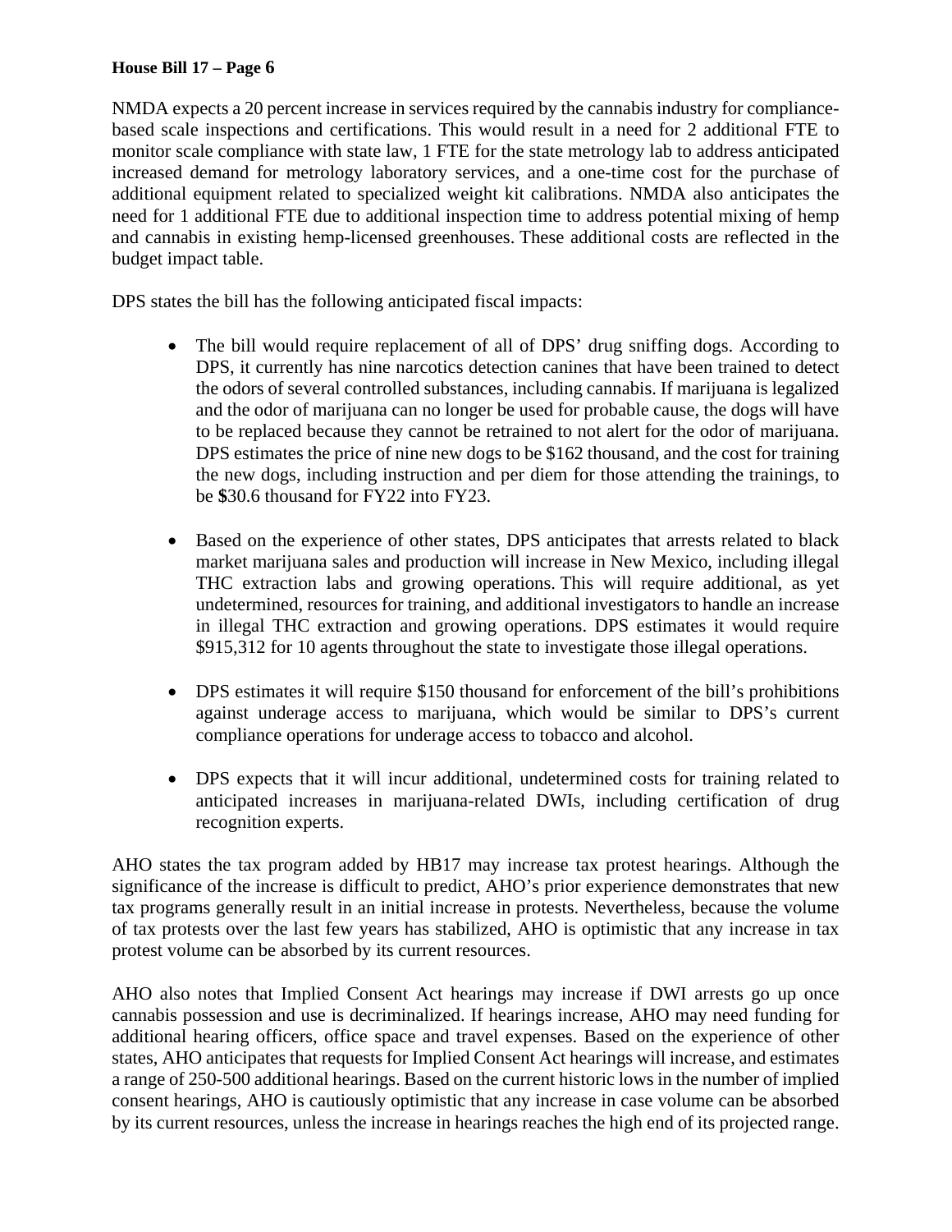NMDA expects a 20 percent increase in services required by the cannabis industry for compliance-based scale inspections and certifications. This would result in a need for 2 additional FTE to monitor scale compliance with state law, 1 FTE for the state metrology lab to address anticipated increased demand for metrology laboratory services, and a one-time cost for the purchase of additional equipment related to specialized weight kit calibrations. NMDA also anticipates the need for 1 additional FTE due to additional inspection time to address potential mixing of hemp and cannabis in existing hemp-licensed greenhouses. These additional costs are reflected in the budget impact table.

DPS states the bill has the following anticipated fiscal impacts:

- The bill would require replacement of all of DPS' drug sniffing dogs. According to DPS, it currently has nine narcotics detection canines that have been trained to detect the odors of several controlled substances, including cannabis. If marijuana is legalized and the odor of marijuana can no longer be used for probable cause, the dogs will have to be replaced because they cannot be retrained to not alert for the odor of marijuana. DPS estimates the price of nine new dogs to be $162 thousand, and the cost for training the new dogs, including instruction and per diem for those attending the trainings, to be $30.6 thousand for FY22 into FY23.

- Based on the experience of other states, DPS anticipates that arrests related to black market marijuana sales and production will increase in New Mexico, including illegal THC extraction labs and growing operations. This will require additional, as yet undetermined, resources for training, and additional investigators to handle an increase in illegal THC extraction and growing operations. DPS estimates it would require $915,312 for 10 agents throughout the state to investigate those illegal operations.

- DPS estimates it will require $150 thousand for enforcement of the bill's prohibitions against underage access to marijuana, which would be similar to DPS's current compliance operations for underage access to tobacco and alcohol.

- DPS expects that it will incur additional, undetermined costs for training related to anticipated increases in marijuana-related DWIs, including certification of drug recognition experts.

AHO states the tax program added by HB17 may increase tax protest hearings. Although the significance of the increase is difficult to predict, AHO's prior experience demonstrates that new tax programs generally result in an initial increase in protests. Nevertheless, because the volume of tax protests over the last few years has stabilized, AHO is optimistic that any increase in tax protest volume can be absorbed by its current resources.

AHO also notes that Implied Consent Act hearings may increase if DWI arrests go up once cannabis possession and use is decriminalized. If hearings increase, AHO may need funding for additional hearing officers, office space and travel expenses. Based on the experience of other states, AHO anticipates that requests for Implied Consent Act hearings will increase, and estimates a range of 250-500 additional hearings. Based on the current historic lows in the number of implied consent hearings, AHO is cautiously optimistic that any increase in case volume can be absorbed by its current resources, unless the increase in hearings reaches the high end of its projected range.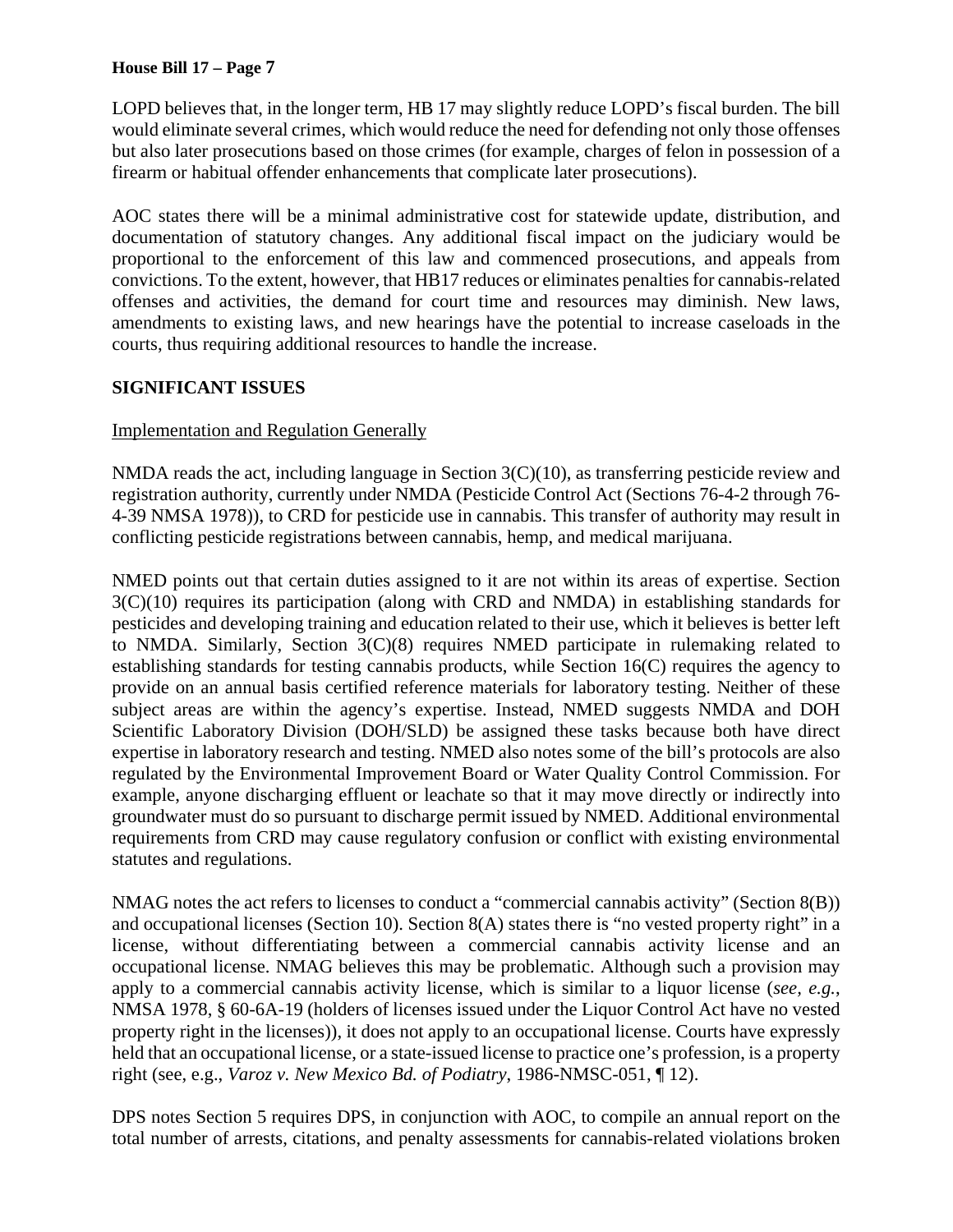LOPD believes that, in the longer term, HB 17 may slightly reduce LOPD's fiscal burden. The bill would eliminate several crimes, which would reduce the need for defending not only those offenses but also later prosecutions based on those crimes (for example, charges of felon in possession of a firearm or habitual offender enhancements that complicate later prosecutions).

AOC states there will be a minimal administrative cost for statewide update, distribution, and documentation of statutory changes. Any additional fiscal impact on the judiciary would be proportional to the enforcement of this law and commenced prosecutions, and appeals from convictions. To the extent, however, that HB17 reduces or eliminates penalties for cannabis-related offenses and activities, the demand for court time and resources may diminish. New laws, amendments to existing laws, and new hearings have the potential to increase caseloads in the courts, thus requiring additional resources to handle the increase.

## SIGNIFICANT ISSUES

Implementation and Regulation Generally

NMDA reads the act, including language in Section 3(C)(10), as transferring pesticide review and registration authority, currently under NMDA (Pesticide Control Act (Sections 76-4-2 through 76-4-39 NMSA 1978)), to CRD for pesticide use in cannabis. This transfer of authority may result in conflicting pesticide registrations between cannabis, hemp, and medical marijuana.

NMED points out that certain duties assigned to it are not within its areas of expertise. Section 3(C)(10) requires its participation (along with CRD and NMDA) in establishing standards for pesticides and developing training and education related to their use, which it believes is better left to NMDA. Similarly, Section 3(C)(8) requires NMED participate in rulemaking related to establishing standards for testing cannabis products, while Section 16(C) requires the agency to provide on an annual basis certified reference materials for laboratory testing. Neither of these subject areas are within the agency's expertise. Instead, NMED suggests NMDA and DOH Scientific Laboratory Division (DOH/SLD) be assigned these tasks because both have direct expertise in laboratory research and testing. NMED also notes some of the bill's protocols are also regulated by the Environmental Improvement Board or Water Quality Control Commission. For example, anyone discharging effluent or leachate so that it may move directly or indirectly into groundwater must do so pursuant to discharge permit issued by NMED. Additional environmental requirements from CRD may cause regulatory confusion or conflict with existing environmental statutes and regulations.

NMAG notes the act refers to licenses to conduct a "commercial cannabis activity" (Section 8(B)) and occupational licenses (Section 10). Section 8(A) states there is "no vested property right" in a license, without differentiating between a commercial cannabis activity license and an occupational license. NMAG believes this may be problematic. Although such a provision may apply to a commercial cannabis activity license, which is similar to a liquor license (*see, e.g.*, NMSA 1978, § 60-6A-19 (holders of licenses issued under the Liquor Control Act have no vested property right in the licenses)), it does not apply to an occupational license. Courts have expressly held that an occupational license, or a state-issued license to practice one's profession, is a property right (see, e.g., *Varoz v. New Mexico Bd. of Podiatry*, 1986-NMSC-051, ¶ 12).

DPS notes Section 5 requires DPS, in conjunction with AOC, to compile an annual report on the total number of arrests, citations, and penalty assessments for cannabis-related violations broken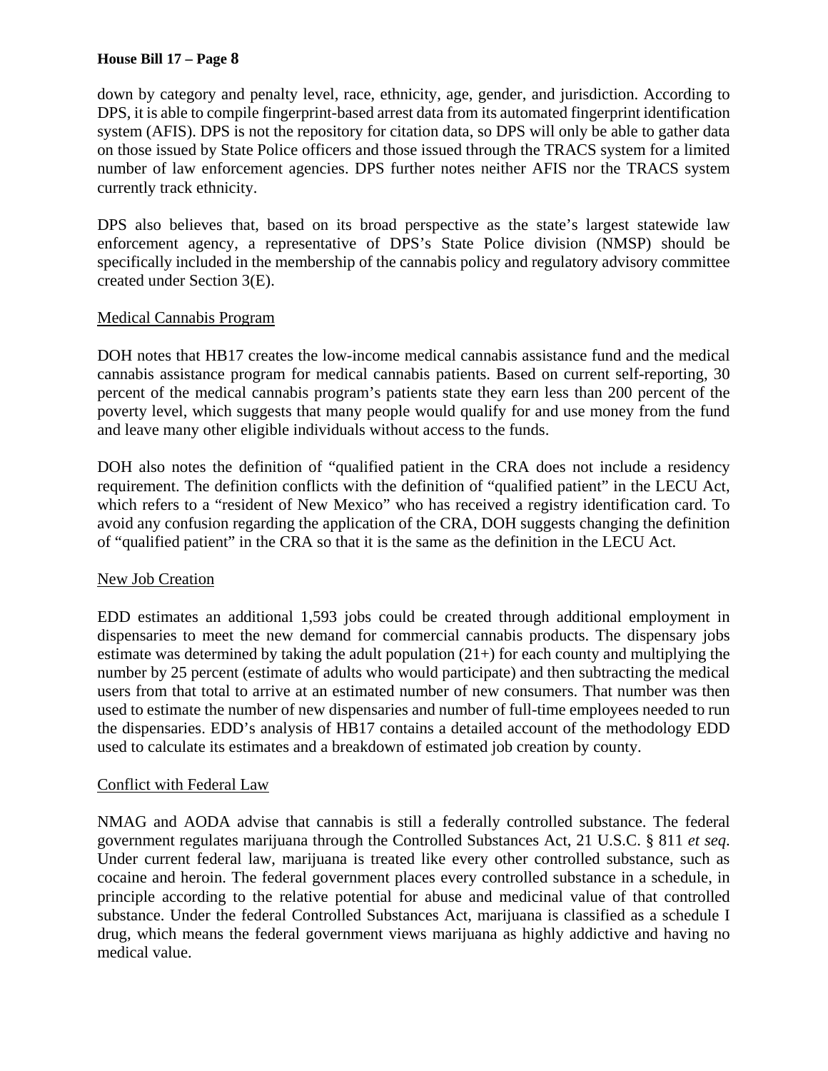down by category and penalty level, race, ethnicity, age, gender, and jurisdiction. According to DPS, it is able to compile fingerprint-based arrest data from its automated fingerprint identification system (AFIS). DPS is not the repository for citation data, so DPS will only be able to gather data on those issued by State Police officers and those issued through the TRACS system for a limited number of law enforcement agencies. DPS further notes neither AFIS nor the TRACS system currently track ethnicity.

DPS also believes that, based on its broad perspective as the state's largest statewide law enforcement agency, a representative of DPS's State Police division (NMSP) should be specifically included in the membership of the cannabis policy and regulatory advisory committee created under Section 3(E).

Medical Cannabis Program

DOH notes that HB17 creates the low-income medical cannabis assistance fund and the medical cannabis assistance program for medical cannabis patients. Based on current self-reporting, 30 percent of the medical cannabis program's patients state they earn less than 200 percent of the poverty level, which suggests that many people would qualify for and use money from the fund and leave many other eligible individuals without access to the funds.

DOH also notes the definition of "qualified patient in the CRA does not include a residency requirement. The definition conflicts with the definition of "qualified patient" in the LECU Act, which refers to a "resident of New Mexico" who has received a registry identification card. To avoid any confusion regarding the application of the CRA, DOH suggests changing the definition of "qualified patient" in the CRA so that it is the same as the definition in the LECU Act.

New Job Creation

EDD estimates an additional 1,593 jobs could be created through additional employment in dispensaries to meet the new demand for commercial cannabis products. The dispensary jobs estimate was determined by taking the adult population (21+) for each county and multiplying the number by 25 percent (estimate of adults who would participate) and then subtracting the medical users from that total to arrive at an estimated number of new consumers. That number was then used to estimate the number of new dispensaries and number of full-time employees needed to run the dispensaries. EDD's analysis of HB17 contains a detailed account of the methodology EDD used to calculate its estimates and a breakdown of estimated job creation by county.

Conflict with Federal Law

NMAG and AODA advise that cannabis is still a federally controlled substance. The federal government regulates marijuana through the Controlled Substances Act, 21 U.S.C. § 811 *et seq*. Under current federal law, marijuana is treated like every other controlled substance, such as cocaine and heroin. The federal government places every controlled substance in a schedule, in principle according to the relative potential for abuse and medicinal value of that controlled substance. Under the federal Controlled Substances Act, marijuana is classified as a schedule I drug, which means the federal government views marijuana as highly addictive and having no medical value.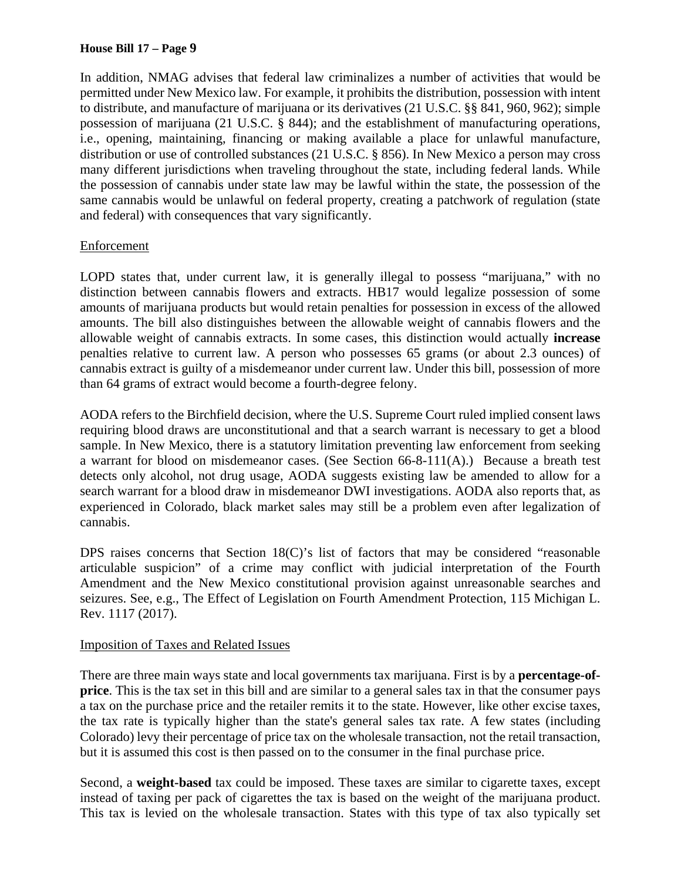In addition, NMAG advises that federal law criminalizes a number of activities that would be permitted under New Mexico law. For example, it prohibits the distribution, possession with intent to distribute, and manufacture of marijuana or its derivatives (21 U.S.C. §§ 841, 960, 962); simple possession of marijuana (21 U.S.C. § 844); and the establishment of manufacturing operations, i.e., opening, maintaining, financing or making available a place for unlawful manufacture, distribution or use of controlled substances (21 U.S.C. § 856). In New Mexico a person may cross many different jurisdictions when traveling throughout the state, including federal lands. While the possession of cannabis under state law may be lawful within the state, the possession of the same cannabis would be unlawful on federal property, creating a patchwork of regulation (state and federal) with consequences that vary significantly.

Enforcement

LOPD states that, under current law, it is generally illegal to possess "marijuana," with no distinction between cannabis flowers and extracts. HB17 would legalize possession of some amounts of marijuana products but would retain penalties for possession in excess of the allowed amounts. The bill also distinguishes between the allowable weight of cannabis flowers and the allowable weight of cannabis extracts. In some cases, this distinction would actually **increase** penalties relative to current law. A person who possesses 65 grams (or about 2.3 ounces) of cannabis extract is guilty of a misdemeanor under current law. Under this bill, possession of more than 64 grams of extract would become a fourth-degree felony.

AODA refers to the Birchfield decision, where the U.S. Supreme Court ruled implied consent laws requiring blood draws are unconstitutional and that a search warrant is necessary to get a blood sample. In New Mexico, there is a statutory limitation preventing law enforcement from seeking a warrant for blood on misdemeanor cases. (See Section 66-8-111(A).) Because a breath test detects only alcohol, not drug usage, AODA suggests existing law be amended to allow for a search warrant for a blood draw in misdemeanor DWI investigations. AODA also reports that, as experienced in Colorado, black market sales may still be a problem even after legalization of cannabis.

DPS raises concerns that Section 18(C)'s list of factors that may be considered "reasonable articulable suspicion" of a crime may conflict with judicial interpretation of the Fourth Amendment and the New Mexico constitutional provision against unreasonable searches and seizures. See, e.g., The Effect of Legislation on Fourth Amendment Protection, 115 Michigan L. Rev. 1117 (2017).

Imposition of Taxes and Related Issues

There are three main ways state and local governments tax marijuana. First is by a **percentage-of-price**. This is the tax set in this bill and are similar to a general sales tax in that the consumer pays a tax on the purchase price and the retailer remits it to the state. However, like other excise taxes, the tax rate is typically higher than the state's general sales tax rate. A few states (including Colorado) levy their percentage of price tax on the wholesale transaction, not the retail transaction, but it is assumed this cost is then passed on to the consumer in the final purchase price.

Second, a **weight-based** tax could be imposed. These taxes are similar to cigarette taxes, except instead of taxing per pack of cigarettes the tax is based on the weight of the marijuana product. This tax is levied on the wholesale transaction. States with this type of tax also typically set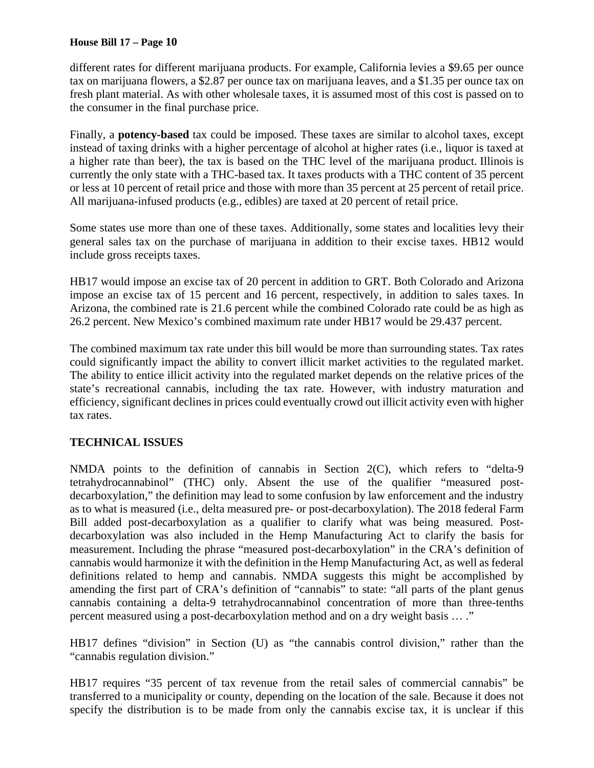different rates for different marijuana products. For example, California levies a $9.65 per ounce tax on marijuana flowers, a $2.87 per ounce tax on marijuana leaves, and a $1.35 per ounce tax on fresh plant material. As with other wholesale taxes, it is assumed most of this cost is passed on to the consumer in the final purchase price.

Finally, a **potency-based** tax could be imposed. These taxes are similar to alcohol taxes, except instead of taxing drinks with a higher percentage of alcohol at higher rates (i.e., liquor is taxed at a higher rate than beer), the tax is based on the THC level of the marijuana product. Illinois is currently the only state with a THC-based tax. It taxes products with a THC content of 35 percent or less at 10 percent of retail price and those with more than 35 percent at 25 percent of retail price. All marijuana-infused products (e.g., edibles) are taxed at 20 percent of retail price.

Some states use more than one of these taxes. Additionally, some states and localities levy their general sales tax on the purchase of marijuana in addition to their excise taxes. HB12 would include gross receipts taxes.

HB17 would impose an excise tax of 20 percent in addition to GRT. Both Colorado and Arizona impose an excise tax of 15 percent and 16 percent, respectively, in addition to sales taxes. In Arizona, the combined rate is 21.6 percent while the combined Colorado rate could be as high as 26.2 percent. New Mexico's combined maximum rate under HB17 would be 29.437 percent.

The combined maximum tax rate under this bill would be more than surrounding states. Tax rates could significantly impact the ability to convert illicit market activities to the regulated market. The ability to entice illicit activity into the regulated market depends on the relative prices of the state's recreational cannabis, including the tax rate. However, with industry maturation and efficiency, significant declines in prices could eventually crowd out illicit activity even with higher tax rates.

## TECHNICAL ISSUES

NMDA points to the definition of cannabis in Section 2(C), which refers to "delta-9 tetrahydrocannabinol" (THC) only. Absent the use of the qualifier "measured post-decarboxylation," the definition may lead to some confusion by law enforcement and the industry as to what is measured (i.e., delta measured pre- or post-decarboxylation). The 2018 federal Farm Bill added post-decarboxylation as a qualifier to clarify what was being measured. Post-decarboxylation was also included in the Hemp Manufacturing Act to clarify the basis for measurement. Including the phrase "measured post-decarboxylation" in the CRA's definition of cannabis would harmonize it with the definition in the Hemp Manufacturing Act, as well as federal definitions related to hemp and cannabis. NMDA suggests this might be accomplished by amending the first part of CRA's definition of "cannabis" to state: "all parts of the plant genus cannabis containing a delta-9 tetrahydrocannabinol concentration of more than three-tenths percent measured using a post-decarboxylation method and on a dry weight basis … ."

HB17 defines "division" in Section (U) as "the cannabis control division," rather than the "cannabis regulation division."

HB17 requires "35 percent of tax revenue from the retail sales of commercial cannabis" be transferred to a municipality or county, depending on the location of the sale. Because it does not specify the distribution is to be made from only the cannabis excise tax, it is unclear if this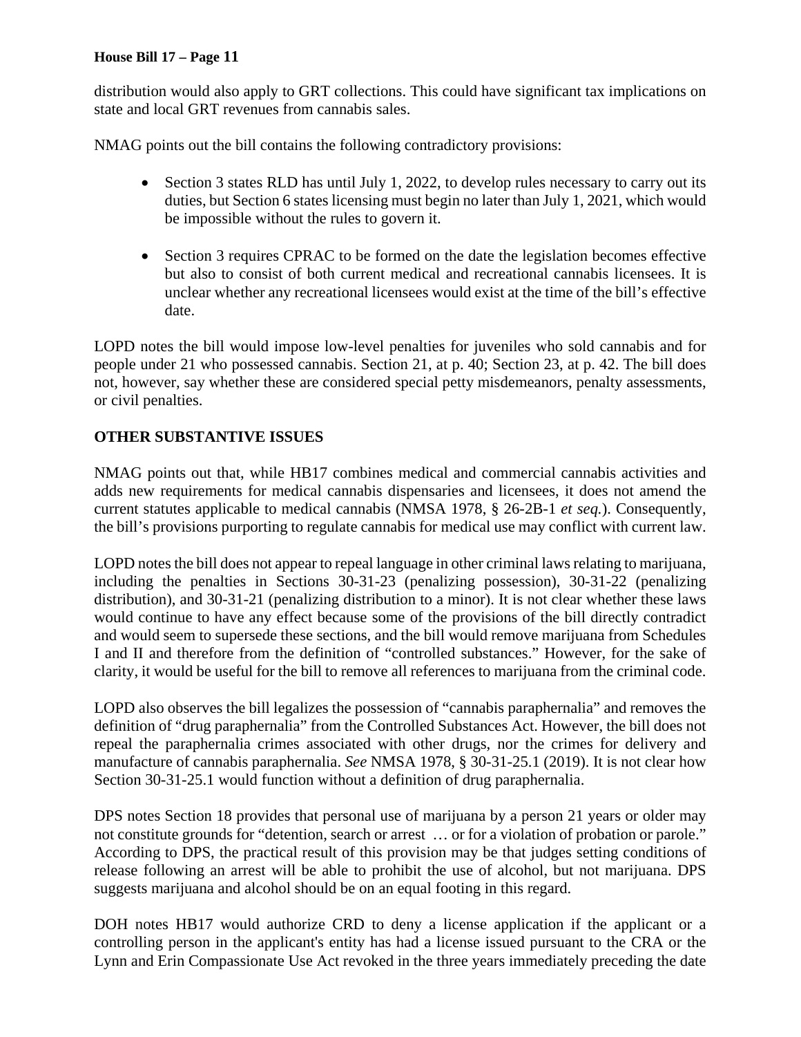distribution would also apply to GRT collections. This could have significant tax implications on state and local GRT revenues from cannabis sales.

NMAG points out the bill contains the following contradictory provisions:

- Section 3 states RLD has until July 1, 2022, to develop rules necessary to carry out its duties, but Section 6 states licensing must begin no later than July 1, 2021, which would be impossible without the rules to govern it.

- Section 3 requires CPRAC to be formed on the date the legislation becomes effective but also to consist of both current medical and recreational cannabis licensees. It is unclear whether any recreational licensees would exist at the time of the bill's effective date.

LOPD notes the bill would impose low-level penalties for juveniles who sold cannabis and for people under 21 who possessed cannabis. Section 21, at p. 40; Section 23, at p. 42. The bill does not, however, say whether these are considered special petty misdemeanors, penalty assessments, or civil penalties.

## OTHER SUBSTANTIVE ISSUES

NMAG points out that, while HB17 combines medical and commercial cannabis activities and adds new requirements for medical cannabis dispensaries and licensees, it does not amend the current statutes applicable to medical cannabis (NMSA 1978, § 26-2B-1 *et seq.*). Consequently, the bill's provisions purporting to regulate cannabis for medical use may conflict with current law.

LOPD notes the bill does not appear to repeal language in other criminal laws relating to marijuana, including the penalties in Sections 30-31-23 (penalizing possession), 30-31-22 (penalizing distribution), and 30-31-21 (penalizing distribution to a minor). It is not clear whether these laws would continue to have any effect because some of the provisions of the bill directly contradict and would seem to supersede these sections, and the bill would remove marijuana from Schedules I and II and therefore from the definition of "controlled substances." However, for the sake of clarity, it would be useful for the bill to remove all references to marijuana from the criminal code.

LOPD also observes the bill legalizes the possession of "cannabis paraphernalia" and removes the definition of "drug paraphernalia" from the Controlled Substances Act. However, the bill does not repeal the paraphernalia crimes associated with other drugs, nor the crimes for delivery and manufacture of cannabis paraphernalia. *See* NMSA 1978, § 30-31-25.1 (2019). It is not clear how Section 30-31-25.1 would function without a definition of drug paraphernalia.

DPS notes Section 18 provides that personal use of marijuana by a person 21 years or older may not constitute grounds for "detention, search or arrest … or for a violation of probation or parole." According to DPS, the practical result of this provision may be that judges setting conditions of release following an arrest will be able to prohibit the use of alcohol, but not marijuana. DPS suggests marijuana and alcohol should be on an equal footing in this regard.

DOH notes HB17 would authorize CRD to deny a license application if the applicant or a controlling person in the applicant's entity has had a license issued pursuant to the CRA or the Lynn and Erin Compassionate Use Act revoked in the three years immediately preceding the date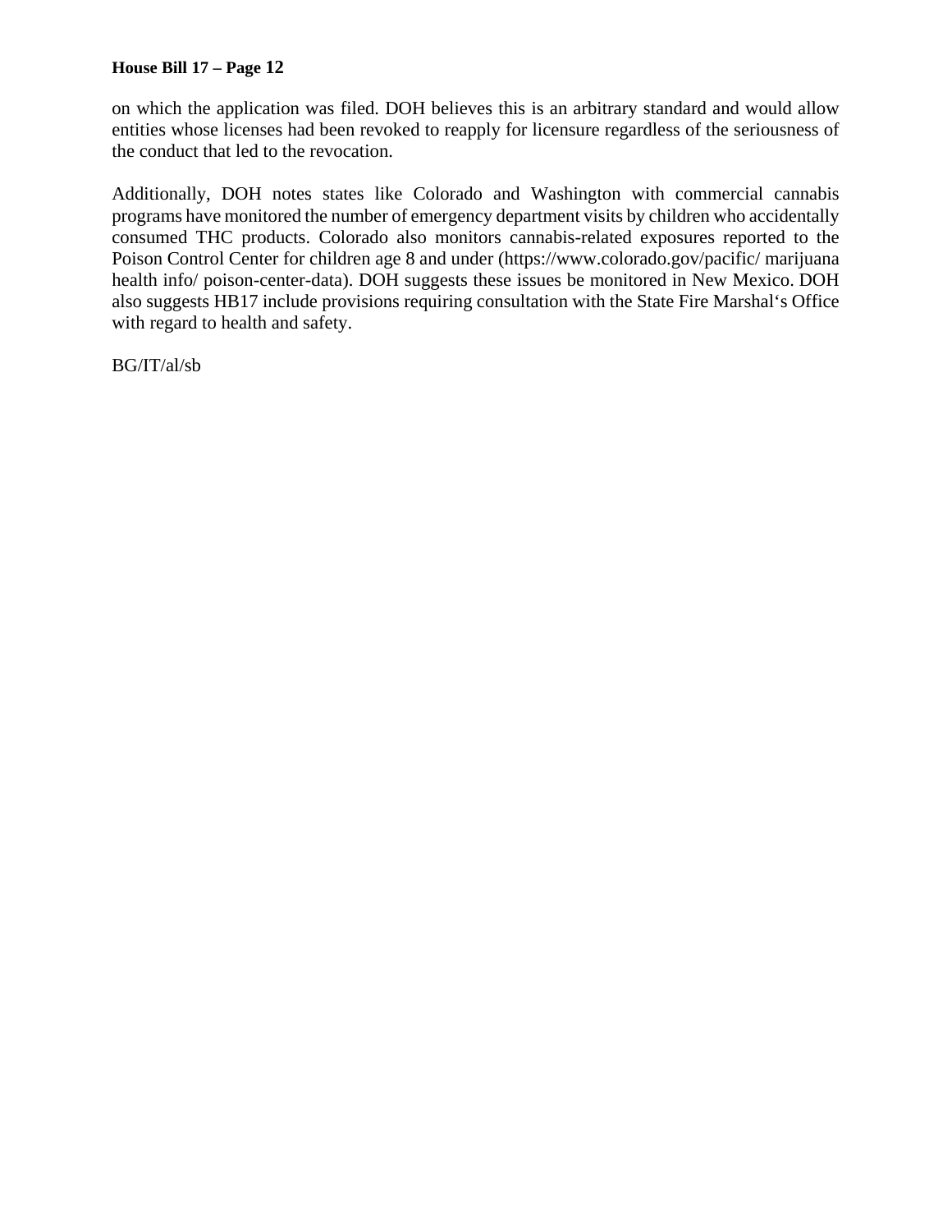on which the application was filed. DOH believes this is an arbitrary standard and would allow entities whose licenses had been revoked to reapply for licensure regardless of the seriousness of the conduct that led to the revocation.

Additionally, DOH notes states like Colorado and Washington with commercial cannabis programs have monitored the number of emergency department visits by children who accidentally consumed THC products. Colorado also monitors cannabis-related exposures reported to the Poison Control Center for children age 8 and under (https://www.colorado.gov/pacific/ marijuana health info/ poison-center-data). DOH suggests these issues be monitored in New Mexico. DOH also suggests HB17 include provisions requiring consultation with the State Fire Marshal's Office with regard to health and safety.

BG/IT/al/sb